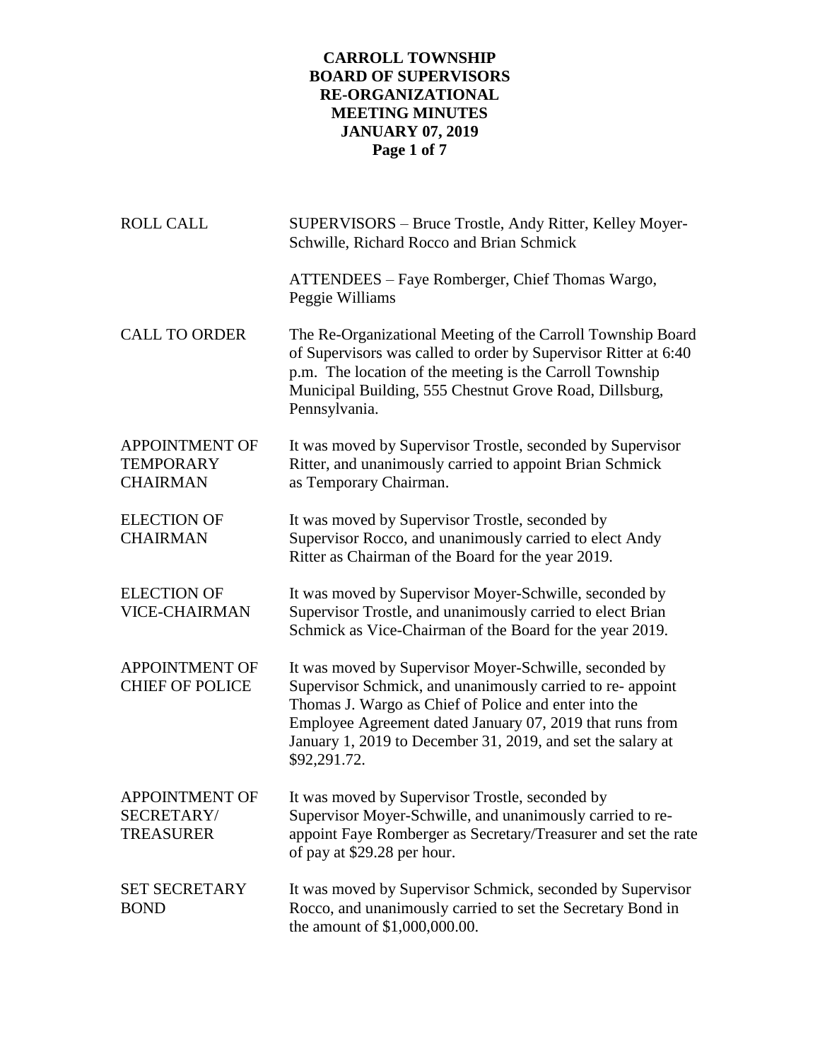# CARROLL TOWNSHIP
# BOARD OF SUPERVISORS
# RE-ORGANIZATIONAL
# MEETING MINUTES
# JANUARY 07, 2019

| | |
|---|---|
| ROLL CALL | SUPERVISORS – Bruce Trostle, Andy Ritter, Kelley Moyer-Schwille, Richard Rocco and Brian Schmick |
| | ATTENDEES – Faye Romberger, Chief Thomas Wargo, Peggie Williams |
| CALL TO ORDER | The Re-Organizational Meeting of the Carroll Township Board of Supervisors was called to order by Supervisor Ritter at 6:40 p.m. The location of the meeting is the Carroll Township Municipal Building, 555 Chestnut Grove Road, Dillsburg, Pennsylvania. |
| APPOINTMENT OF TEMPORARY CHAIRMAN | It was moved by Supervisor Trostle, seconded by Supervisor Ritter, and unanimously carried to appoint Brian Schmick as Temporary Chairman. |
| ELECTION OF CHAIRMAN | It was moved by Supervisor Trostle, seconded by Supervisor Rocco, and unanimously carried to elect Andy Ritter as Chairman of the Board for the year 2019. |
| ELECTION OF VICE-CHAIRMAN | It was moved by Supervisor Moyer-Schwille, seconded by Supervisor Trostle, and unanimously carried to elect Brian Schmick as Vice-Chairman of the Board for the year 2019. |
| APPOINTMENT OF CHIEF OF POLICE | It was moved by Supervisor Moyer-Schwille, seconded by Supervisor Schmick, and unanimously carried to re- appoint Thomas J. Wargo as Chief of Police and enter into the Employee Agreement dated January 07, 2019 that runs from January 1, 2019 to December 31, 2019, and set the salary at $92,291.72. |
| APPOINTMENT OF SECRETARY/ TREASURER | It was moved by Supervisor Trostle, seconded by Supervisor Moyer-Schwille, and unanimously carried to re-appoint Faye Romberger as Secretary/Treasurer and set the rate of pay at $29.28 per hour. |
| SET SECRETARY BOND | It was moved by Supervisor Schmick, seconded by Supervisor Rocco, and unanimously carried to set the Secretary Bond in the amount of $1,000,000.00. |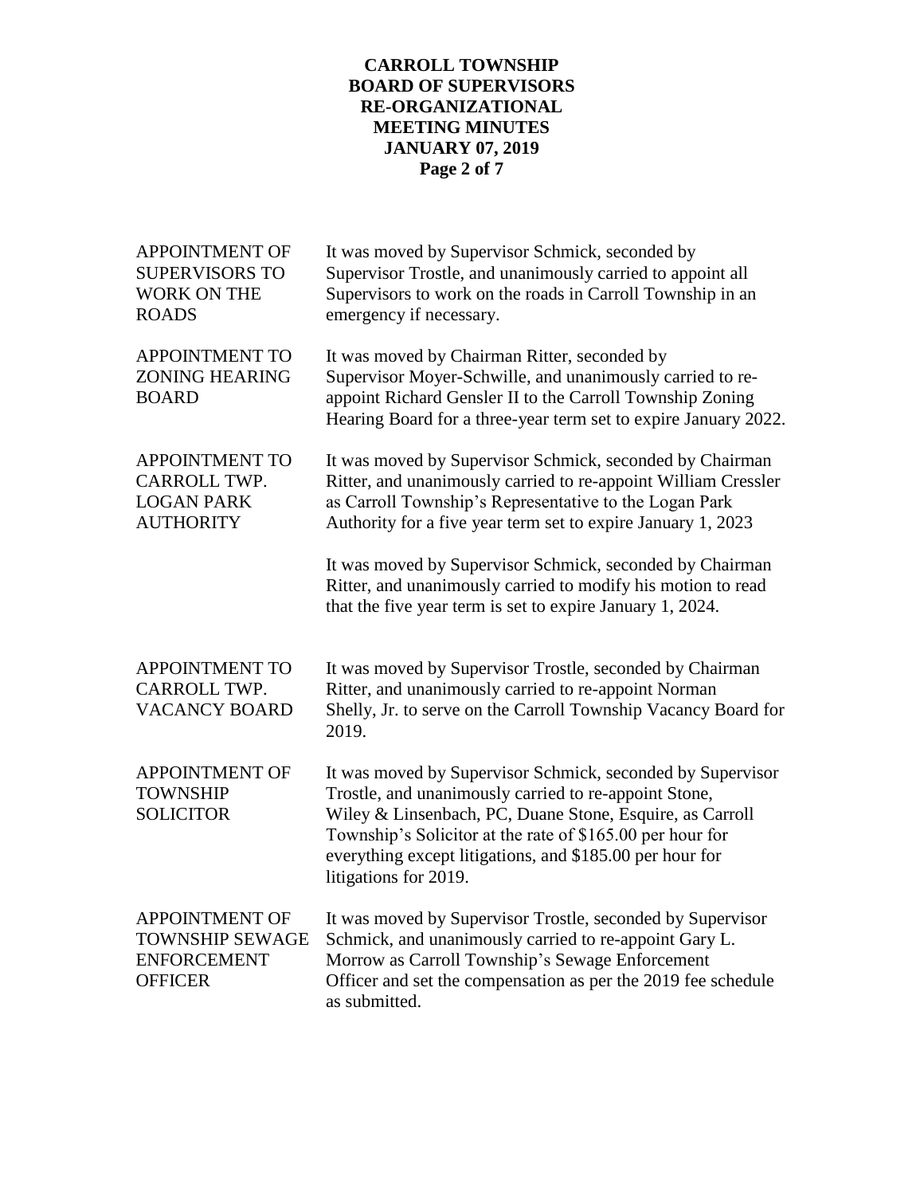**APPOINTMENT OF SUPERVISORS TO WORK ON THE ROADS**

It was moved by Supervisor Schmick, seconded by Supervisor Trostle, and unanimously carried to appoint all Supervisors to work on the roads in Carroll Township in an emergency if necessary.

**APPOINTMENT TO ZONING HEARING BOARD**

It was moved by Chairman Ritter, seconded by Supervisor Moyer-Schwille, and unanimously carried to re-appoint Richard Gensler II to the Carroll Township Zoning Hearing Board for a three-year term set to expire January 2022.

**APPOINTMENT TO CARROLL TWP. LOGAN PARK AUTHORITY**

It was moved by Supervisor Schmick, seconded by Chairman Ritter, and unanimously carried to re-appoint William Cressler as Carroll Township's Representative to the Logan Park Authority for a five year term set to expire January 1, 2023

It was moved by Supervisor Schmick, seconded by Chairman Ritter, and unanimously carried to modify his motion to read that the five year term is set to expire January 1, 2024.

**APPOINTMENT TO CARROLL TWP. VACANCY BOARD**

It was moved by Supervisor Trostle, seconded by Chairman Ritter, and unanimously carried to re-appoint Norman Shelly, Jr. to serve on the Carroll Township Vacancy Board for 2019.

**APPOINTMENT OF TOWNSHIP SOLICITOR**

It was moved by Supervisor Schmick, seconded by Supervisor Trostle, and unanimously carried to re-appoint Stone, Wiley & Linsenbach, PC, Duane Stone, Esquire, as Carroll Township's Solicitor at the rate of $165.00 per hour for everything except litigations, and $185.00 per hour for litigations for 2019.

**APPOINTMENT OF TOWNSHIP SEWAGE ENFORCEMENT OFFICER**

It was moved by Supervisor Trostle, seconded by Supervisor Schmick, and unanimously carried to re-appoint Gary L. Morrow as Carroll Township's Sewage Enforcement Officer and set the compensation as per the 2019 fee schedule as submitted.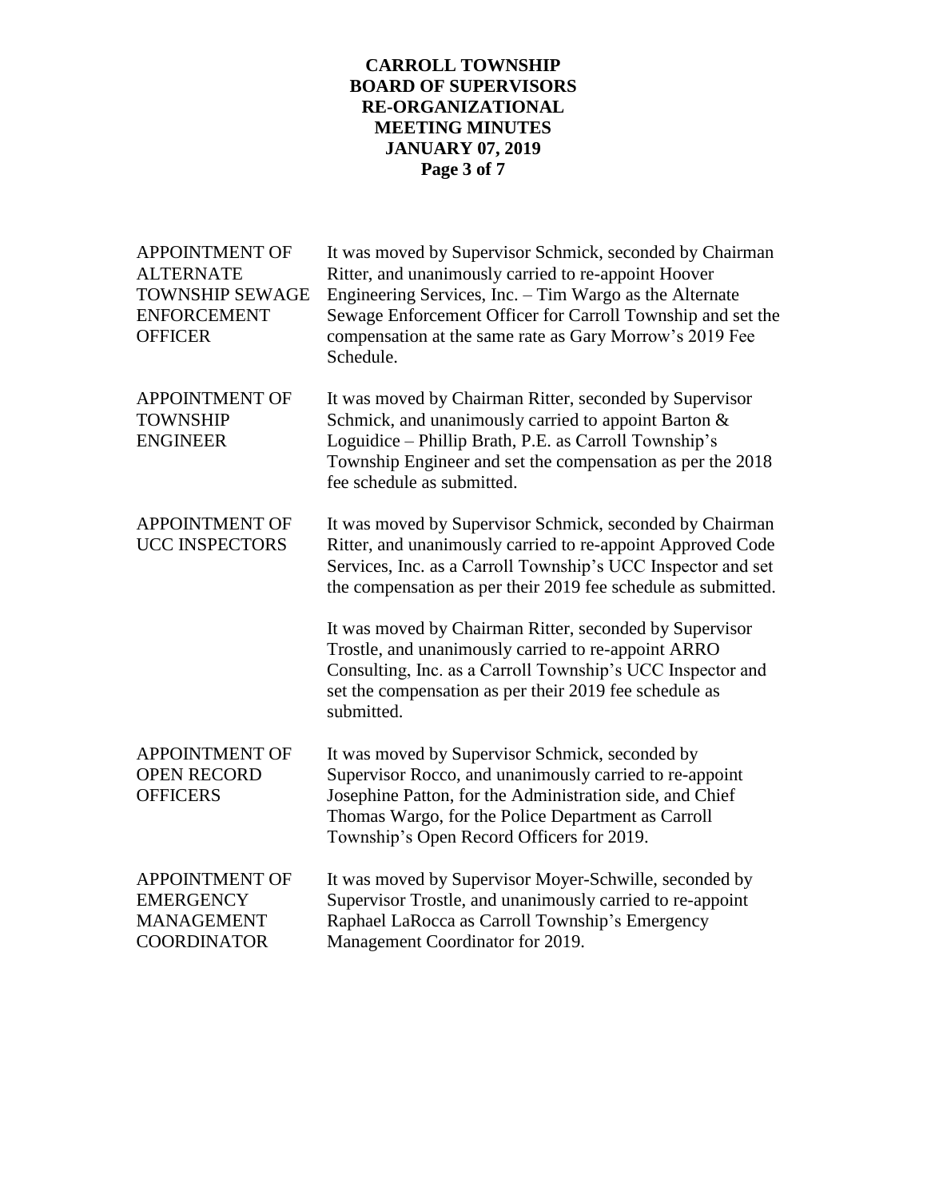| | |
|---|---|
| APPOINTMENT OF ALTERNATE TOWNSHIP SEWAGE ENFORCEMENT OFFICER | It was moved by Supervisor Schmick, seconded by Chairman Ritter, and unanimously carried to re-appoint Hoover Engineering Services, Inc. – Tim Wargo as the Alternate Sewage Enforcement Officer for Carroll Township and set the compensation at the same rate as Gary Morrow's 2019 Fee Schedule. |
| APPOINTMENT OF TOWNSHIP ENGINEER | It was moved by Chairman Ritter, seconded by Supervisor Schmick, and unanimously carried to appoint Barton & Loguidice – Phillip Brath, P.E. as Carroll Township's Township Engineer and set the compensation as per the 2018 fee schedule as submitted. |
| APPOINTMENT OF UCC INSPECTORS | It was moved by Supervisor Schmick, seconded by Chairman Ritter, and unanimously carried to re-appoint Approved Code Services, Inc. as a Carroll Township's UCC Inspector and set the compensation as per their 2019 fee schedule as submitted. |
| | It was moved by Chairman Ritter, seconded by Supervisor Trostle, and unanimously carried to re-appoint ARRO Consulting, Inc. as a Carroll Township's UCC Inspector and set the compensation as per their 2019 fee schedule as submitted. |
| APPOINTMENT OF OPEN RECORD OFFICERS | It was moved by Supervisor Schmick, seconded by Supervisor Rocco, and unanimously carried to re-appoint Josephine Patton, for the Administration side, and Chief Thomas Wargo, for the Police Department as Carroll Township's Open Record Officers for 2019. |
| APPOINTMENT OF EMERGENCY MANAGEMENT COORDINATOR | It was moved by Supervisor Moyer-Schwille, seconded by Supervisor Trostle, and unanimously carried to re-appoint Raphael LaRocca as Carroll Township's Emergency Management Coordinator for 2019. |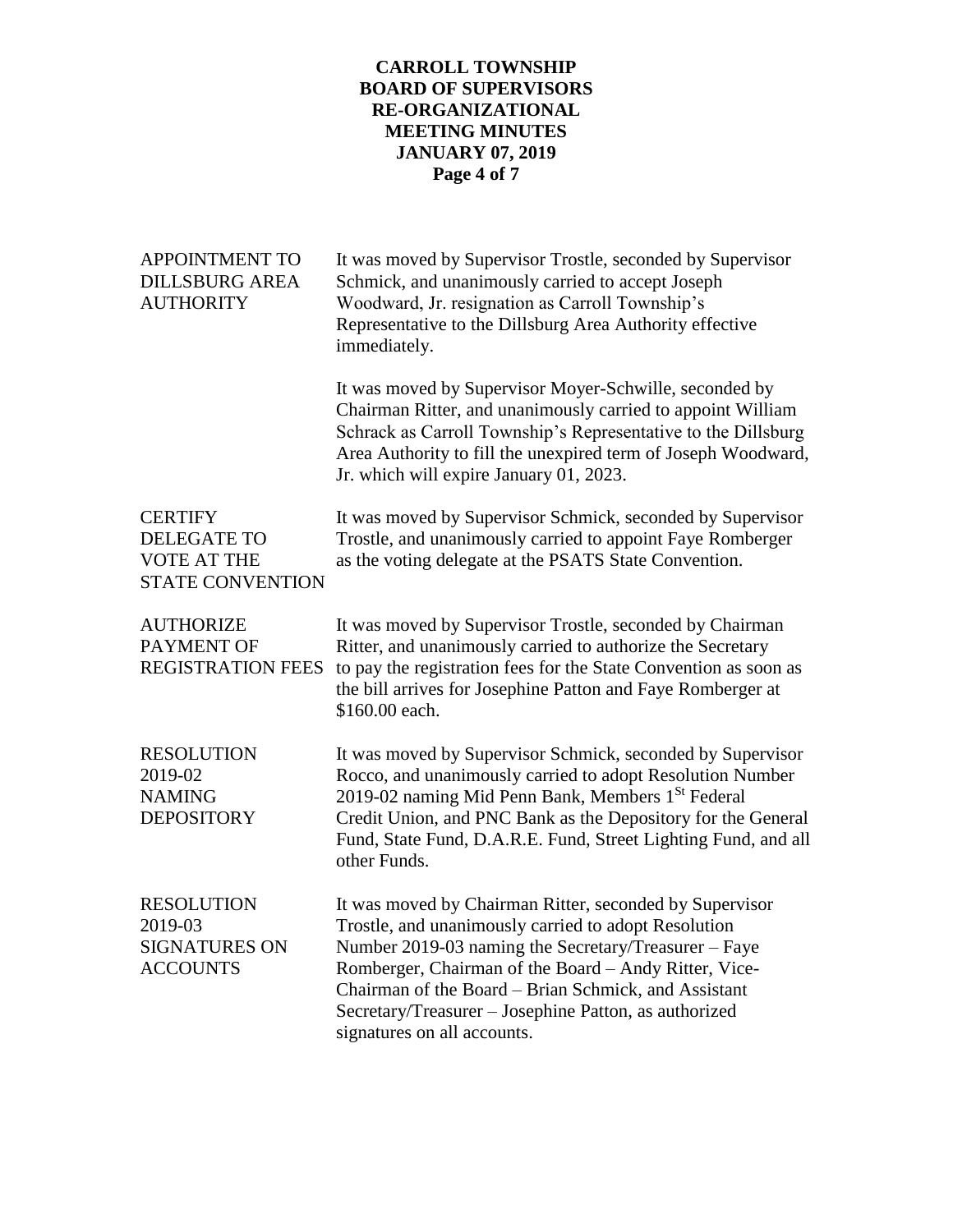**APPOINTMENT TO DILLSBURG AREA AUTHORITY**

It was moved by Supervisor Trostle, seconded by Supervisor Schmick, and unanimously carried to accept Joseph Woodward, Jr. resignation as Carroll Township's Representative to the Dillsburg Area Authority effective immediately.

It was moved by Supervisor Moyer-Schwille, seconded by Chairman Ritter, and unanimously carried to appoint William Schrack as Carroll Township's Representative to the Dillsburg Area Authority to fill the unexpired term of Joseph Woodward, Jr. which will expire January 01, 2023.

**CERTIFY DELEGATE TO VOTE AT THE STATE CONVENTION**

It was moved by Supervisor Schmick, seconded by Supervisor Trostle, and unanimously carried to appoint Faye Romberger as the voting delegate at the PSATS State Convention.

**AUTHORIZE PAYMENT OF REGISTRATION FEES**

It was moved by Supervisor Trostle, seconded by Chairman Ritter, and unanimously carried to authorize the Secretary to pay the registration fees for the State Convention as soon as the bill arrives for Josephine Patton and Faye Romberger at $160.00 each.

**RESOLUTION 2019-02 NAMING DEPOSITORY**

It was moved by Supervisor Schmick, seconded by Supervisor Rocco, and unanimously carried to adopt Resolution Number 2019-02 naming Mid Penn Bank, Members 1St Federal Credit Union, and PNC Bank as the Depository for the General Fund, State Fund, D.A.R.E. Fund, Street Lighting Fund, and all other Funds.

**RESOLUTION 2019-03 SIGNATURES ON ACCOUNTS**

It was moved by Chairman Ritter, seconded by Supervisor Trostle, and unanimously carried to adopt Resolution Number 2019-03 naming the Secretary/Treasurer – Faye Romberger, Chairman of the Board – Andy Ritter, Vice-Chairman of the Board – Brian Schmick, and Assistant Secretary/Treasurer – Josephine Patton, as authorized signatures on all accounts.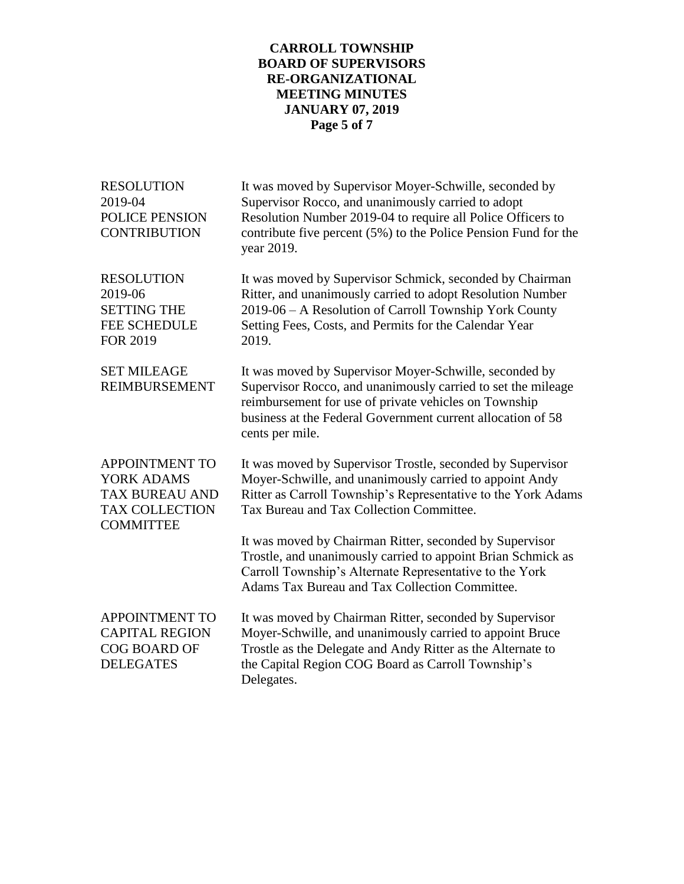**RESOLUTION 2019-04 POLICE PENSION CONTRIBUTION**

It was moved by Supervisor Moyer-Schwille, seconded by Supervisor Rocco, and unanimously carried to adopt Resolution Number 2019-04 to require all Police Officers to contribute five percent (5%) to the Police Pension Fund for the year 2019.

**RESOLUTION 2019-06 SETTING THE FEE SCHEDULE FOR 2019**

It was moved by Supervisor Schmick, seconded by Chairman Ritter, and unanimously carried to adopt Resolution Number 2019-06 – A Resolution of Carroll Township York County Setting Fees, Costs, and Permits for the Calendar Year 2019.

**SET MILEAGE REIMBURSEMENT**

It was moved by Supervisor Moyer-Schwille, seconded by Supervisor Rocco, and unanimously carried to set the mileage reimbursement for use of private vehicles on Township business at the Federal Government current allocation of 58 cents per mile.

**APPOINTMENT TO YORK ADAMS TAX BUREAU AND TAX COLLECTION COMMITTEE**

It was moved by Supervisor Trostle, seconded by Supervisor Moyer-Schwille, and unanimously carried to appoint Andy Ritter as Carroll Township's Representative to the York Adams Tax Bureau and Tax Collection Committee.

It was moved by Chairman Ritter, seconded by Supervisor Trostle, and unanimously carried to appoint Brian Schmick as Carroll Township's Alternate Representative to the York Adams Tax Bureau and Tax Collection Committee.

**APPOINTMENT TO CAPITAL REGION COG BOARD OF DELEGATES**

It was moved by Chairman Ritter, seconded by Supervisor Moyer-Schwille, and unanimously carried to appoint Bruce Trostle as the Delegate and Andy Ritter as the Alternate to the Capital Region COG Board as Carroll Township's Delegates.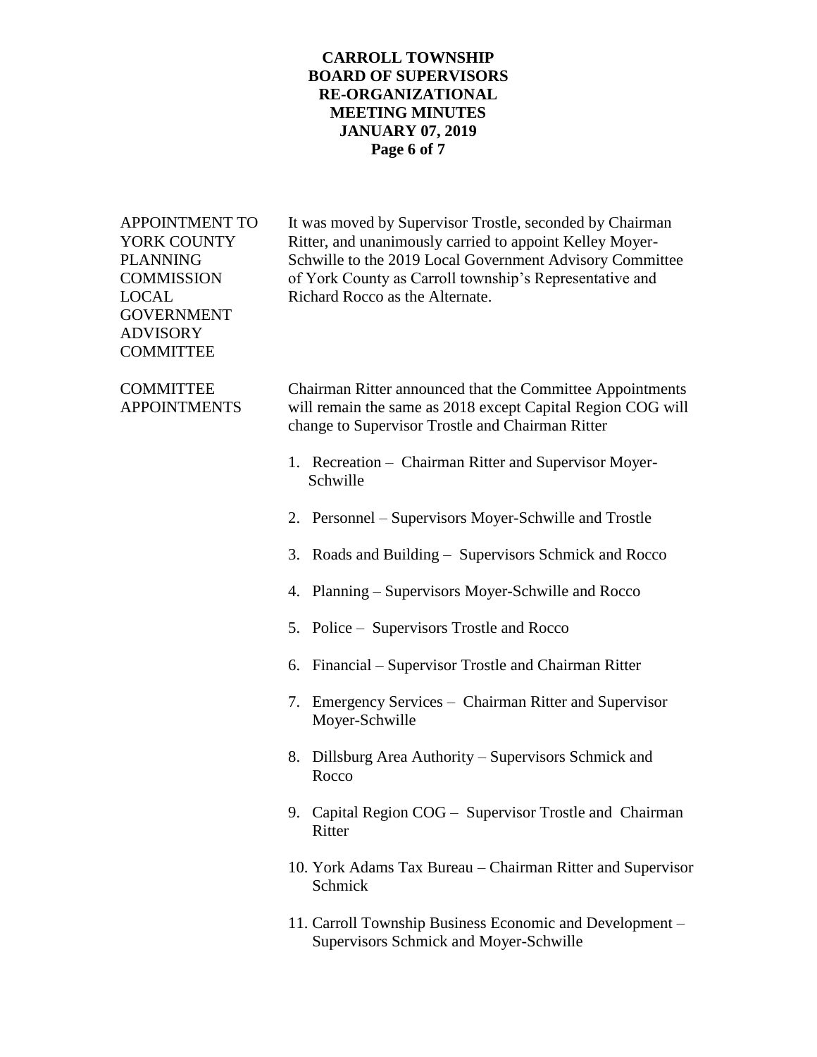**APPOINTMENT TO YORK COUNTY PLANNING COMMISSION LOCAL GOVERNMENT ADVISORY COMMITTEE**

It was moved by Supervisor Trostle, seconded by Chairman Ritter, and unanimously carried to appoint Kelley Moyer-Schwille to the 2019 Local Government Advisory Committee of York County as Carroll township's Representative and Richard Rocco as the Alternate.

**COMMITTEE APPOINTMENTS**

Chairman Ritter announced that the Committee Appointments will remain the same as 2018 except Capital Region COG will change to Supervisor Trostle and Chairman Ritter

1. Recreation – Chairman Ritter and Supervisor Moyer-Schwille
2. Personnel – Supervisors Moyer-Schwille and Trostle
3. Roads and Building – Supervisors Schmick and Rocco
4. Planning – Supervisors Moyer-Schwille and Rocco
5. Police – Supervisors Trostle and Rocco
6. Financial – Supervisor Trostle and Chairman Ritter
7. Emergency Services – Chairman Ritter and Supervisor Moyer-Schwille
8. Dillsburg Area Authority – Supervisors Schmick and Rocco
9. Capital Region COG – Supervisor Trostle and Chairman Ritter
10. York Adams Tax Bureau – Chairman Ritter and Supervisor Schmick
11. Carroll Township Business Economic and Development – Supervisors Schmick and Moyer-Schwille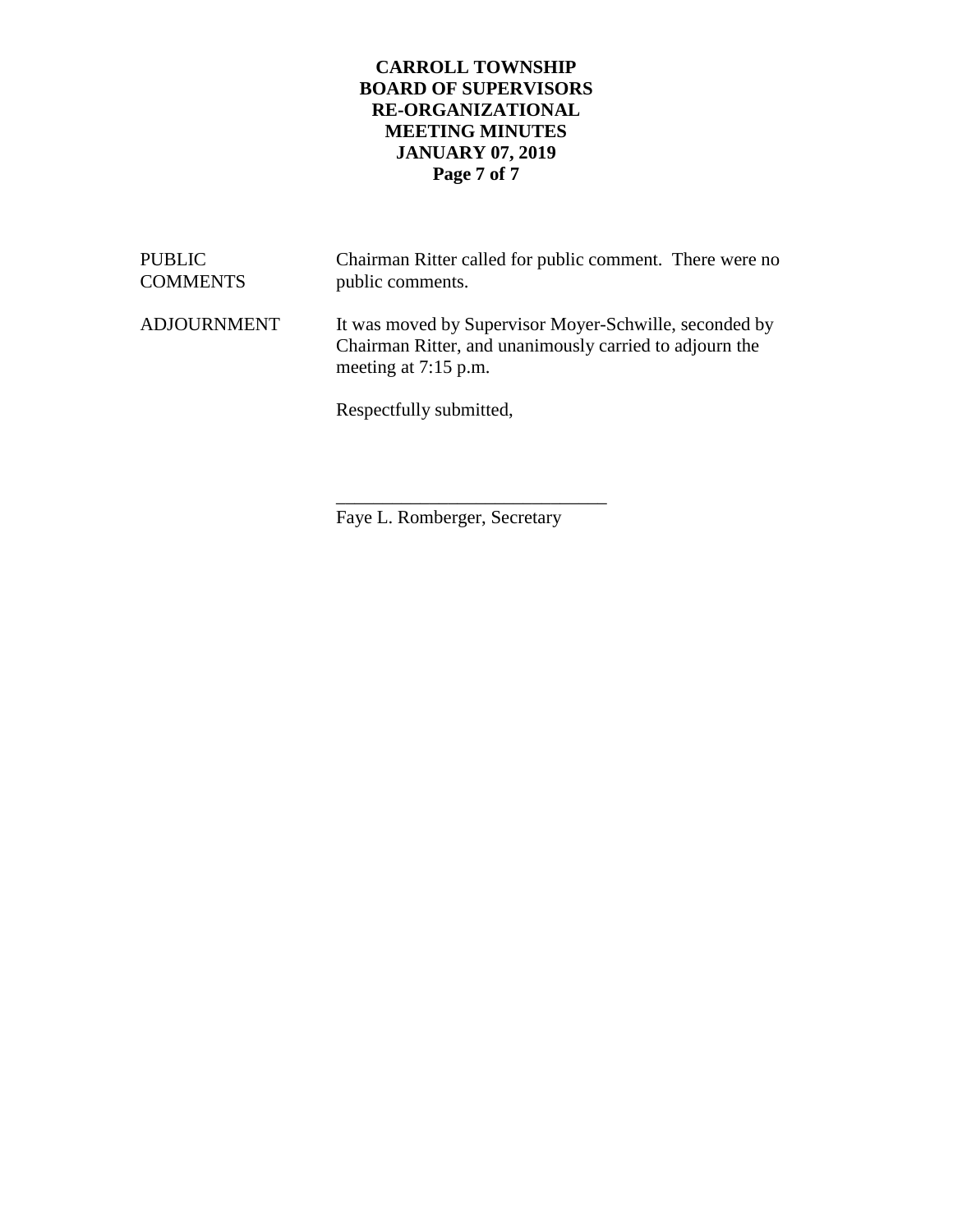**PUBLIC COMMENTS**

Chairman Ritter called for public comment. There were no public comments.

**ADJOURNMENT**

It was moved by Supervisor Moyer-Schwille, seconded by Chairman Ritter, and unanimously carried to adjourn the meeting at 7:15 p.m.

Respectfully submitted,

\_\_\_\_\_\_\_\_\_\_\_\_\_\_\_\_\_\_\_\_\_\_\_\_\_\_\_\_\_\_

Faye L. Romberger, Secretary